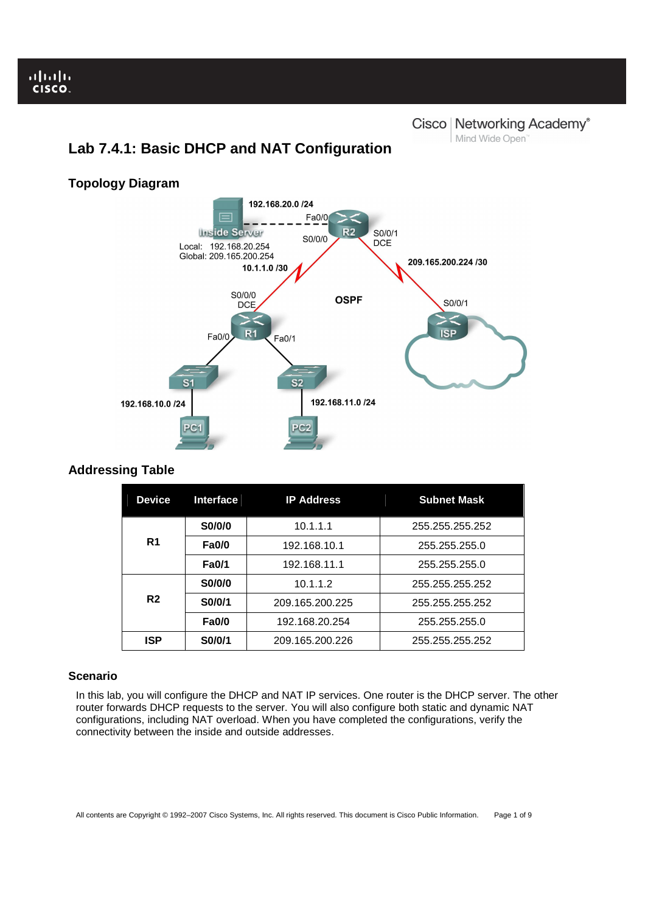# Lab 7.4.1: Basic DHCP and NAT Configuration

## Topology Diagram

192.168.20.0 /24

Fa0/0

Inside Server

R2

S0/0/0

S0/0/1
DCE

Local: 192.168.20.254
Global: 209.165.200.254

10.1.1.0 /30

209.165.200.224 /30

S0/0/0
DCE

OSPF

S0/0/1

R1

ISP

Fa0/0

Fa0/1

S1

S2

192.168.10.0 /24

192.168.11.0 /24

PC1

PC2

## Addressing Table

| Device | Interface | IP Address | Subnet Mask |
|---|---|---|---|
| R1 | S0/0/0 | 10.1.1.1 | 255.255.255.252 |
| | Fa0/0 | 192.168.10.1 | 255.255.255.0 |
| | Fa0/1 | 192.168.11.1 | 255.255.255.0 |
| R2 | S0/0/0 | 10.1.1.2 | 255.255.255.252 |
| | S0/0/1 | 209.165.200.225 | 255.255.255.252 |
| | Fa0/0 | 192.168.20.254 | 255.255.255.0 |
| ISP | S0/0/1 | 209.165.200.226 | 255.255.255.252 |

## Scenario

In this lab, you will configure the DHCP and NAT IP services. One router is the DHCP server. The other router forwards DHCP requests to the server. You will also configure both static and dynamic NAT configurations, including NAT overload. When you have completed the configurations, verify the connectivity between the inside and outside addresses.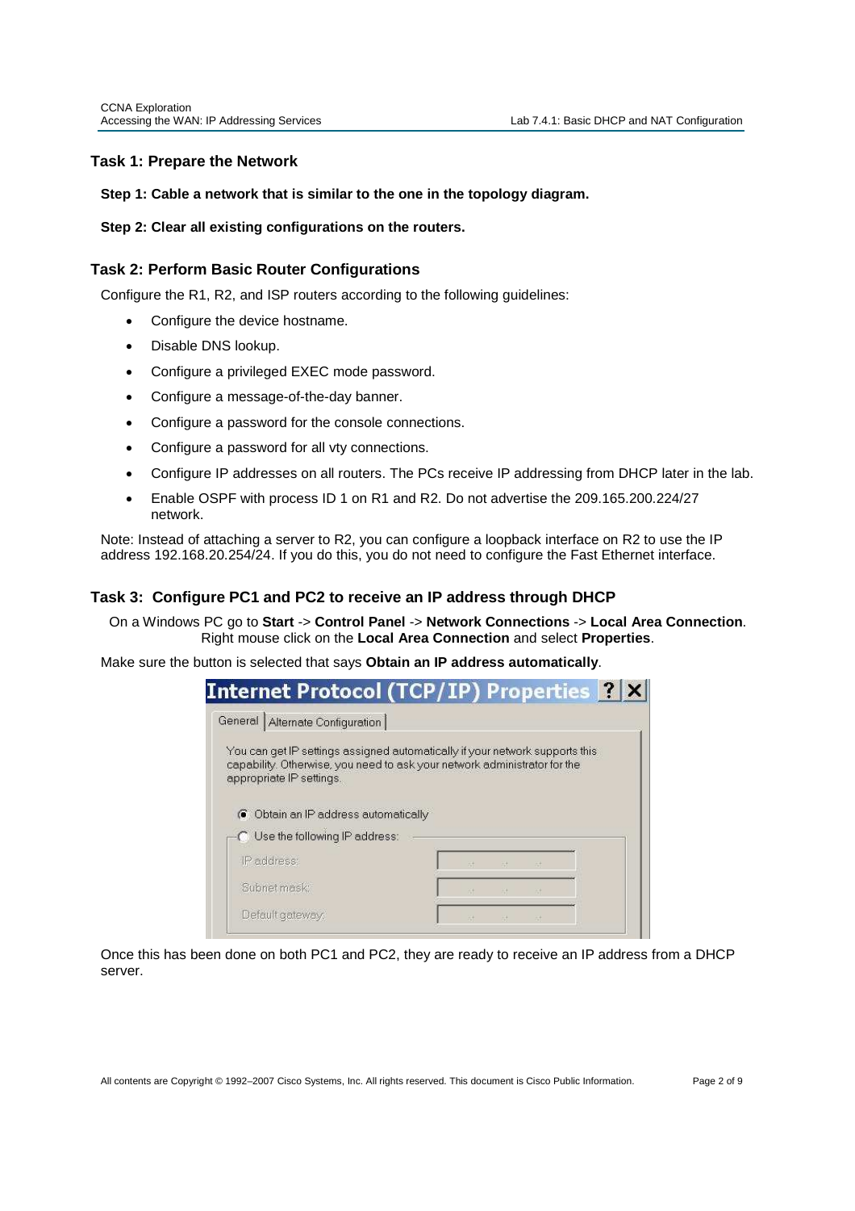## Task 1: Prepare the Network

**Step 1: Cable a network that is similar to the one in the topology diagram.**

**Step 2: Clear all existing configurations on the routers.**

## Task 2: Perform Basic Router Configurations

Configure the R1, R2, and ISP routers according to the following guidelines:

- Configure the device hostname.
- Disable DNS lookup.
- Configure a privileged EXEC mode password.
- Configure a message-of-the-day banner.
- Configure a password for the console connections.
- Configure a password for all vty connections.
- Configure IP addresses on all routers. The PCs receive IP addressing from DHCP later in the lab.
- Enable OSPF with process ID 1 on R1 and R2. Do not advertise the 209.165.200.224/27 network.

Note: Instead of attaching a server to R2, you can configure a loopback interface on R2 to use the IP address 192.168.20.254/24. If you do this, you do not need to configure the Fast Ethernet interface.

## Task 3: Configure PC1 and PC2 to receive an IP address through DHCP

On a Windows PC go to **Start** -> **Control Panel** -> **Network Connections** -> **Local Area Connection**. Right mouse click on the **Local Area Connection** and select **Properties**.

Make sure the button is selected that says **Obtain an IP address automatically**.

**Internet Protocol (TCP/IP) Properties**

General | Alternate Configuration

You can get IP settings assigned automatically if your network supports this capability. Otherwise, you need to ask your network administrator for the appropriate IP settings.

(•) Obtain an IP address automatically

( ) Use the following IP address:

IP address:

Subnet mask:

Default gateway:

Once this has been done on both PC1 and PC2, they are ready to receive an IP address from a DHCP server.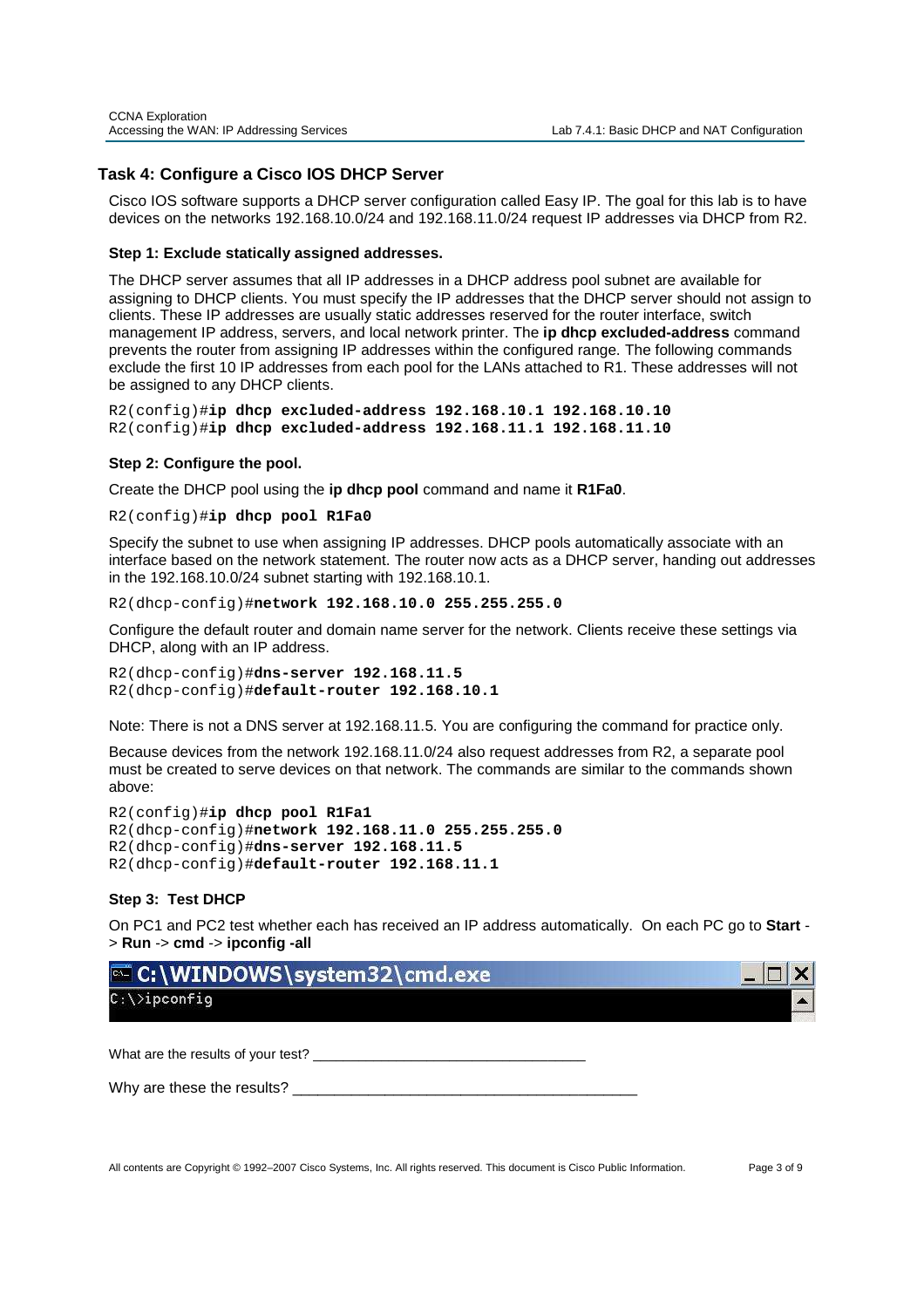## Task 4: Configure a Cisco IOS DHCP Server

Cisco IOS software supports a DHCP server configuration called Easy IP. The goal for this lab is to have devices on the networks 192.168.10.0/24 and 192.168.11.0/24 request IP addresses via DHCP from R2.

### Step 1: Exclude statically assigned addresses.

The DHCP server assumes that all IP addresses in a DHCP address pool subnet are available for assigning to DHCP clients. You must specify the IP addresses that the DHCP server should not assign to clients. These IP addresses are usually static addresses reserved for the router interface, switch management IP address, servers, and local network printer. The **ip dhcp excluded-address** command prevents the router from assigning IP addresses within the configured range. The following commands exclude the first 10 IP addresses from each pool for the LANs attached to R1. These addresses will not be assigned to any DHCP clients.

```
R2(config)#ip dhcp excluded-address 192.168.10.1 192.168.10.10
R2(config)#ip dhcp excluded-address 192.168.11.1 192.168.11.10
```

### Step 2: Configure the pool.

Create the DHCP pool using the **ip dhcp pool** command and name it **R1Fa0**.

```
R2(config)#ip dhcp pool R1Fa0
```

Specify the subnet to use when assigning IP addresses. DHCP pools automatically associate with an interface based on the network statement. The router now acts as a DHCP server, handing out addresses in the 192.168.10.0/24 subnet starting with 192.168.10.1.

```
R2(dhcp-config)#network 192.168.10.0 255.255.255.0
```

Configure the default router and domain name server for the network. Clients receive these settings via DHCP, along with an IP address.

```
R2(dhcp-config)#dns-server 192.168.11.5
R2(dhcp-config)#default-router 192.168.10.1
```

Note: There is not a DNS server at 192.168.11.5. You are configuring the command for practice only.

Because devices from the network 192.168.11.0/24 also request addresses from R2, a separate pool must be created to serve devices on that network. The commands are similar to the commands shown above:

```
R2(config)#ip dhcp pool R1Fa1
R2(dhcp-config)#network 192.168.11.0 255.255.255.0
R2(dhcp-config)#dns-server 192.168.11.5
R2(dhcp-config)#default-router 192.168.11.1
```

### Step 3: Test DHCP

On PC1 and PC2 test whether each has received an IP address automatically. On each PC go to **Start** -> **Run** -> **cmd** -> **ipconfig -all**

```
C:\WINDOWS\system32\cmd.exe
C:\>ipconfig
```

What are the results of your test? ___________________________________

Why are these the results? ___________________________________________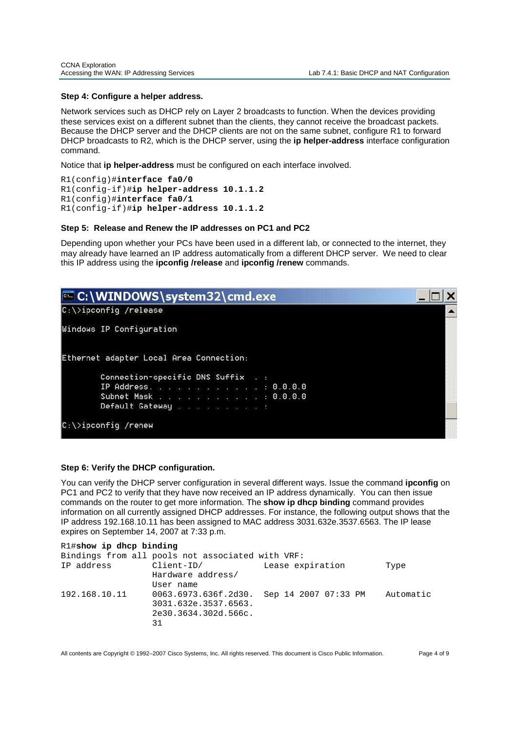**Step 4: Configure a helper address.**

Network services such as DHCP rely on Layer 2 broadcasts to function. When the devices providing these services exist on a different subnet than the clients, they cannot receive the broadcast packets. Because the DHCP server and the DHCP clients are not on the same subnet, configure R1 to forward DHCP broadcasts to R2, which is the DHCP server, using the **ip helper-address** interface configuration command.

Notice that **ip helper-address** must be configured on each interface involved.

```
R1(config)#interface fa0/0
R1(config-if)#ip helper-address 10.1.1.2
R1(config)#interface fa0/1
R1(config-if)#ip helper-address 10.1.1.2
```

**Step 5: Release and Renew the IP addresses on PC1 and PC2**

Depending upon whether your PCs have been used in a different lab, or connected to the internet, they may already have learned an IP address automatically from a different DHCP server. We need to clear this IP address using the **ipconfig /release** and **ipconfig /renew** commands.

```
C:\WINDOWS\system32\cmd.exe
C:\>ipconfig /release

Windows IP Configuration


Ethernet adapter Local Area Connection:

        Connection-specific DNS Suffix  . :
        IP Address. . . . . . . . . . . . : 0.0.0.0
        Subnet Mask . . . . . . . . . . . : 0.0.0.0
        Default Gateway . . . . . . . . . :

C:\>ipconfig /renew
```

**Step 6: Verify the DHCP configuration.**

You can verify the DHCP server configuration in several different ways. Issue the command **ipconfig** on PC1 and PC2 to verify that they have now received an IP address dynamically. You can then issue commands on the router to get more information. The **show ip dhcp binding** command provides information on all currently assigned DHCP addresses. For instance, the following output shows that the IP address 192.168.10.11 has been assigned to MAC address 3031.632e.3537.6563. The IP lease expires on September 14, 2007 at 7:33 p.m.

```
R1#show ip dhcp binding
Bindings from all pools not associated with VRF:
IP address          Client-ID/              Lease expiration        Type
                    Hardware address/
                    User name
192.168.10.11       0063.6973.636f.2d30.    Sep 14 2007 07:33 PM    Automatic
                    3031.632e.3537.6563.
                    2e30.3634.302d.566c.
                    31
```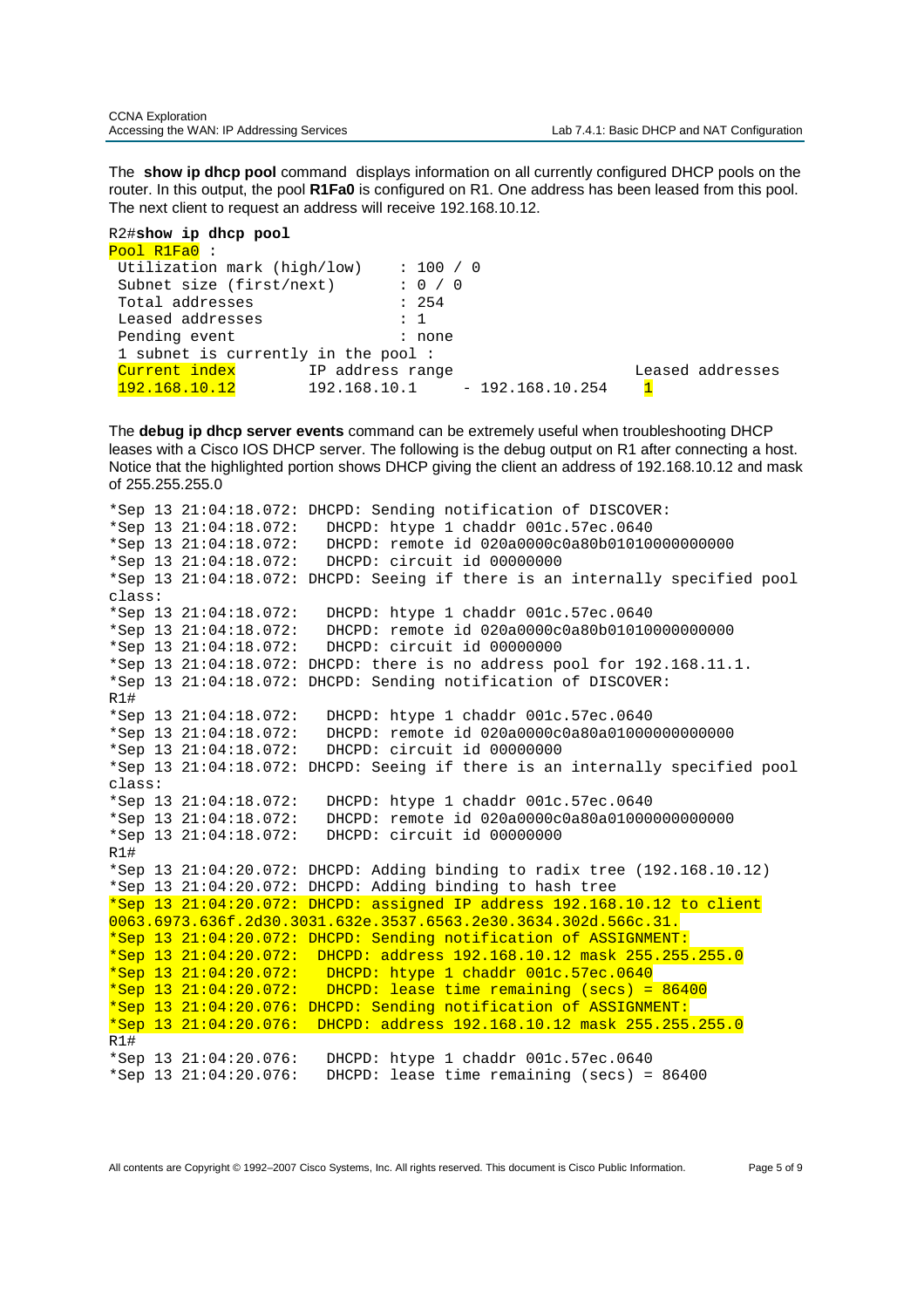The **show ip dhcp pool** command displays information on all currently configured DHCP pools on the router. In this output, the pool **R1Fa0** is configured on R1. One address has been leased from this pool. The next client to request an address will receive 192.168.10.12.

```
R2#show ip dhcp pool
Pool R1Fa0 :
 Utilization mark (high/low)    : 100 / 0
 Subnet size (first/next)       : 0 / 0
 Total addresses                : 254
 Leased addresses               : 1
 Pending event                  : none
 1 subnet is currently in the pool :
 Current index        IP address range                    Leased addresses
 192.168.10.12        192.168.10.1     - 192.168.10.254    1
```

The **debug ip dhcp server events** command can be extremely useful when troubleshooting DHCP leases with a Cisco IOS DHCP server. The following is the debug output on R1 after connecting a host. Notice that the highlighted portion shows DHCP giving the client an address of 192.168.10.12 and mask of 255.255.255.0

```
*Sep 13 21:04:18.072: DHCPD: Sending notification of DISCOVER:
*Sep 13 21:04:18.072:   DHCPD: htype 1 chaddr 001c.57ec.0640
*Sep 13 21:04:18.072:   DHCPD: remote id 020a0000c0a80b01010000000000
*Sep 13 21:04:18.072:   DHCPD: circuit id 00000000
*Sep 13 21:04:18.072: DHCPD: Seeing if there is an internally specified pool
class:
*Sep 13 21:04:18.072:   DHCPD: htype 1 chaddr 001c.57ec.0640
*Sep 13 21:04:18.072:   DHCPD: remote id 020a0000c0a80b01010000000000
*Sep 13 21:04:18.072:   DHCPD: circuit id 00000000
*Sep 13 21:04:18.072: DHCPD: there is no address pool for 192.168.11.1.
*Sep 13 21:04:18.072: DHCPD: Sending notification of DISCOVER:
R1#
*Sep 13 21:04:18.072:   DHCPD: htype 1 chaddr 001c.57ec.0640
*Sep 13 21:04:18.072:   DHCPD: remote id 020a0000c0a80a01000000000000
*Sep 13 21:04:18.072:   DHCPD: circuit id 00000000
*Sep 13 21:04:18.072: DHCPD: Seeing if there is an internally specified pool
class:
*Sep 13 21:04:18.072:   DHCPD: htype 1 chaddr 001c.57ec.0640
*Sep 13 21:04:18.072:   DHCPD: remote id 020a0000c0a80a01000000000000
*Sep 13 21:04:18.072:   DHCPD: circuit id 00000000
R1#
*Sep 13 21:04:20.072: DHCPD: Adding binding to radix tree (192.168.10.12)
*Sep 13 21:04:20.072: DHCPD: Adding binding to hash tree
*Sep 13 21:04:20.072: DHCPD: assigned IP address 192.168.10.12 to client
0063.6973.636f.2d30.3031.632e.3537.6563.2e30.3634.302d.566c.31.
*Sep 13 21:04:20.072: DHCPD: Sending notification of ASSIGNMENT:
*Sep 13 21:04:20.072:  DHCPD: address 192.168.10.12 mask 255.255.255.0
*Sep 13 21:04:20.072:   DHCPD: htype 1 chaddr 001c.57ec.0640
*Sep 13 21:04:20.072:   DHCPD: lease time remaining (secs) = 86400
*Sep 13 21:04:20.076: DHCPD: Sending notification of ASSIGNMENT:
*Sep 13 21:04:20.076:  DHCPD: address 192.168.10.12 mask 255.255.255.0
R1#
*Sep 13 21:04:20.076:   DHCPD: htype 1 chaddr 001c.57ec.0640
*Sep 13 21:04:20.076:   DHCPD: lease time remaining (secs) = 86400
```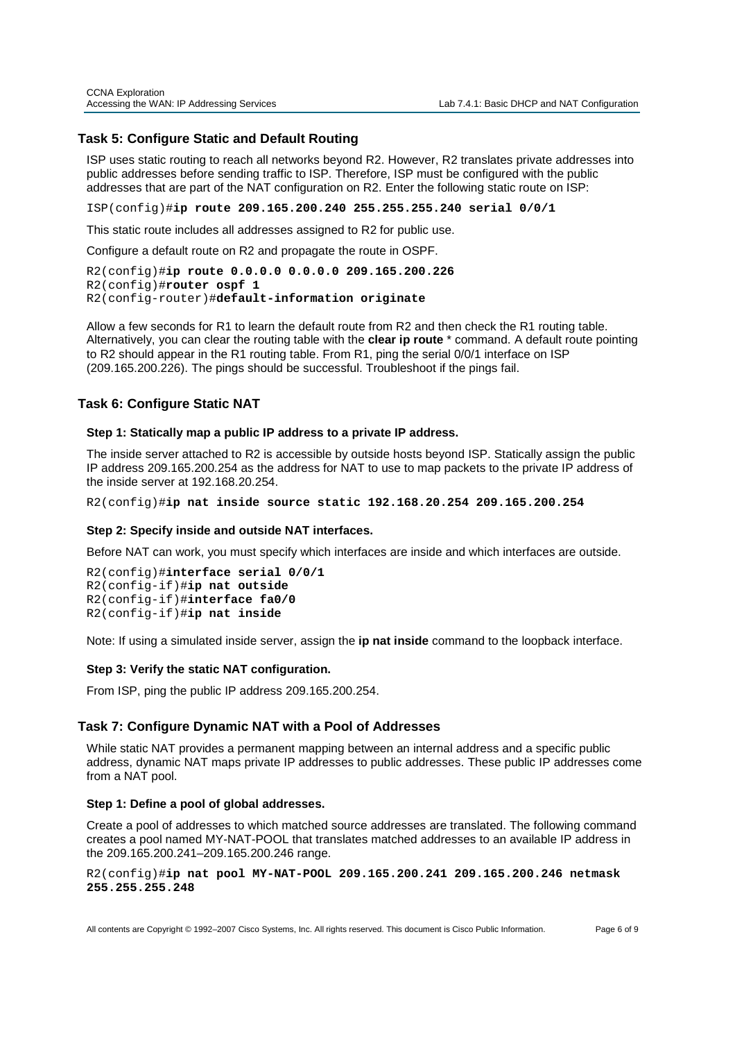## Task 5: Configure Static and Default Routing

ISP uses static routing to reach all networks beyond R2. However, R2 translates private addresses into public addresses before sending traffic to ISP. Therefore, ISP must be configured with the public addresses that are part of the NAT configuration on R2. Enter the following static route on ISP:

```
ISP(config)#ip route 209.165.200.240 255.255.255.240 serial 0/0/1
```

This static route includes all addresses assigned to R2 for public use.

Configure a default route on R2 and propagate the route in OSPF.

```
R2(config)#ip route 0.0.0.0 0.0.0.0 209.165.200.226
R2(config)#router ospf 1
R2(config-router)#default-information originate
```

Allow a few seconds for R1 to learn the default route from R2 and then check the R1 routing table. Alternatively, you can clear the routing table with the **clear ip route** * command. A default route pointing to R2 should appear in the R1 routing table. From R1, ping the serial 0/0/1 interface on ISP (209.165.200.226). The pings should be successful. Troubleshoot if the pings fail.

## Task 6: Configure Static NAT

### Step 1: Statically map a public IP address to a private IP address.

The inside server attached to R2 is accessible by outside hosts beyond ISP. Statically assign the public IP address 209.165.200.254 as the address for NAT to use to map packets to the private IP address of the inside server at 192.168.20.254.

```
R2(config)#ip nat inside source static 192.168.20.254 209.165.200.254
```

### Step 2: Specify inside and outside NAT interfaces.

Before NAT can work, you must specify which interfaces are inside and which interfaces are outside.

```
R2(config)#interface serial 0/0/1
R2(config-if)#ip nat outside
R2(config-if)#interface fa0/0
R2(config-if)#ip nat inside
```

Note: If using a simulated inside server, assign the **ip nat inside** command to the loopback interface.

### Step 3: Verify the static NAT configuration.

From ISP, ping the public IP address 209.165.200.254.

## Task 7: Configure Dynamic NAT with a Pool of Addresses

While static NAT provides a permanent mapping between an internal address and a specific public address, dynamic NAT maps private IP addresses to public addresses. These public IP addresses come from a NAT pool.

### Step 1: Define a pool of global addresses.

Create a pool of addresses to which matched source addresses are translated. The following command creates a pool named MY-NAT-POOL that translates matched addresses to an available IP address in the 209.165.200.241–209.165.200.246 range.

```
R2(config)#ip nat pool MY-NAT-POOL 209.165.200.241 209.165.200.246 netmask 255.255.255.248
```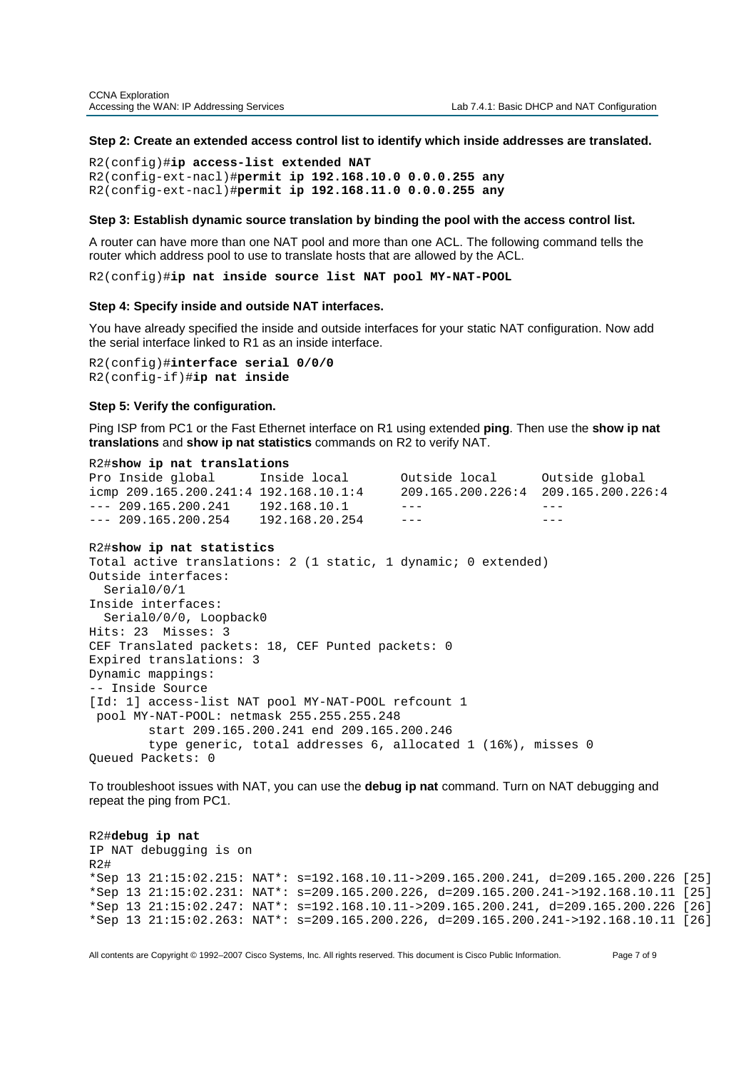**Step 2: Create an extended access control list to identify which inside addresses are translated.**

```
R2(config)#ip access-list extended NAT
R2(config-ext-nacl)#permit ip 192.168.10.0 0.0.0.255 any
R2(config-ext-nacl)#permit ip 192.168.11.0 0.0.0.255 any
```

**Step 3: Establish dynamic source translation by binding the pool with the access control list.**

A router can have more than one NAT pool and more than one ACL. The following command tells the router which address pool to use to translate hosts that are allowed by the ACL.

```
R2(config)#ip nat inside source list NAT pool MY-NAT-POOL
```

**Step 4: Specify inside and outside NAT interfaces.**

You have already specified the inside and outside interfaces for your static NAT configuration. Now add the serial interface linked to R1 as an inside interface.

```
R2(config)#interface serial 0/0/0
R2(config-if)#ip nat inside
```

**Step 5: Verify the configuration.**

Ping ISP from PC1 or the Fast Ethernet interface on R1 using extended **ping**. Then use the **show ip nat translations** and **show ip nat statistics** commands on R2 to verify NAT.

```
R2#show ip nat translations
Pro Inside global      Inside local       Outside local      Outside global
icmp 209.165.200.241:4 192.168.10.1:4     209.165.200.226:4  209.165.200.226:4
--- 209.165.200.241    192.168.10.1       ---                ---
--- 209.165.200.254    192.168.20.254     ---                ---

R2#show ip nat statistics
Total active translations: 2 (1 static, 1 dynamic; 0 extended)
Outside interfaces:
  Serial0/0/1
Inside interfaces:
  Serial0/0/0, Loopback0
Hits: 23  Misses: 3
CEF Translated packets: 18, CEF Punted packets: 0
Expired translations: 3
Dynamic mappings:
-- Inside Source
[Id: 1] access-list NAT pool MY-NAT-POOL refcount 1
 pool MY-NAT-POOL: netmask 255.255.255.248
        start 209.165.200.241 end 209.165.200.246
        type generic, total addresses 6, allocated 1 (16%), misses 0
Queued Packets: 0
```

To troubleshoot issues with NAT, you can use the **debug ip nat** command. Turn on NAT debugging and repeat the ping from PC1.

```
R2#debug ip nat
IP NAT debugging is on
R2#
*Sep 13 21:15:02.215: NAT*: s=192.168.10.11->209.165.200.241, d=209.165.200.226 [25]
*Sep 13 21:15:02.231: NAT*: s=209.165.200.226, d=209.165.200.241->192.168.10.11 [25]
*Sep 13 21:15:02.247: NAT*: s=192.168.10.11->209.165.200.241, d=209.165.200.226 [26]
*Sep 13 21:15:02.263: NAT*: s=209.165.200.226, d=209.165.200.241->192.168.10.11 [26]
```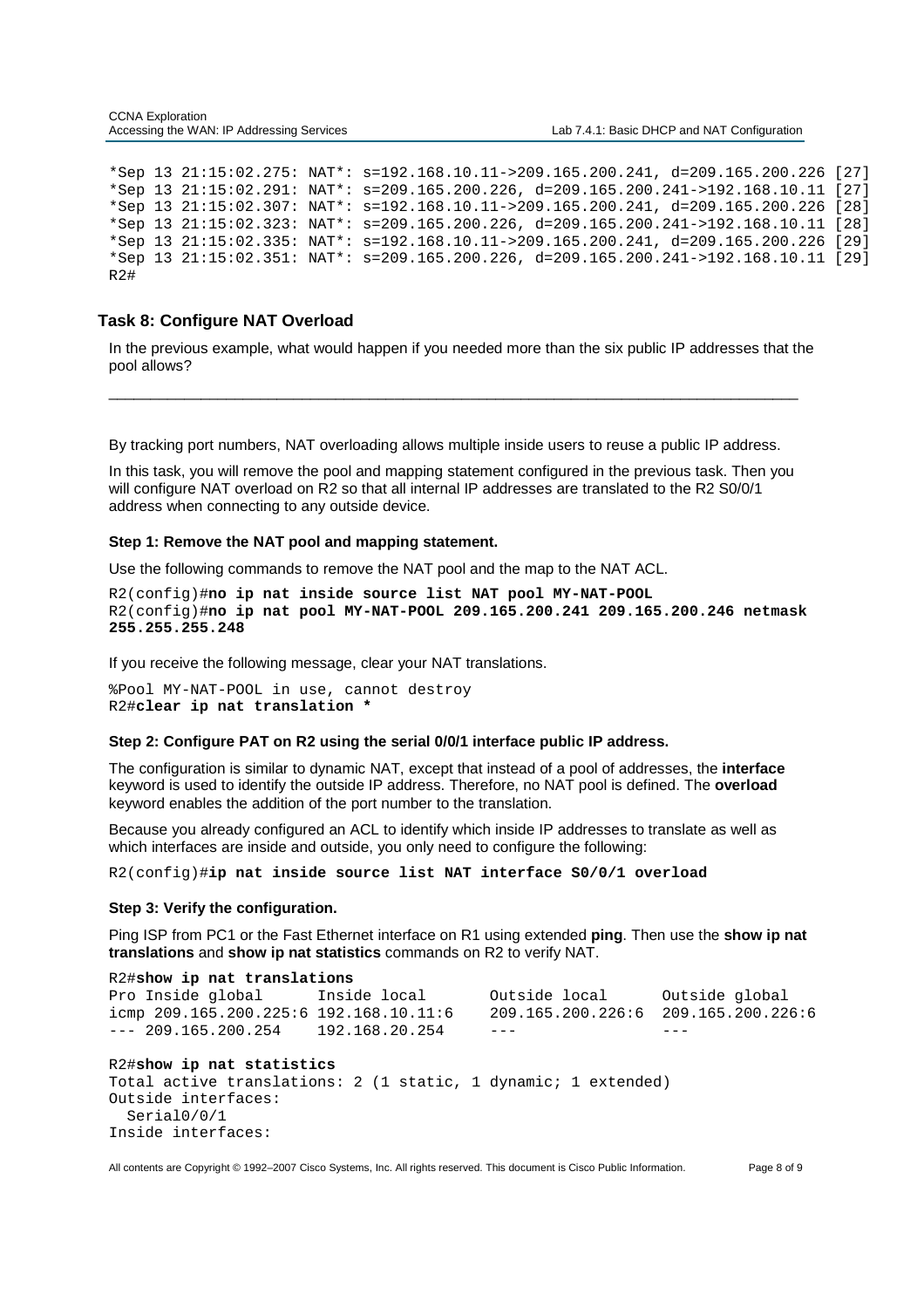```
*Sep 13 21:15:02.275: NAT*: s=192.168.10.11->209.165.200.241, d=209.165.200.226 [27]
*Sep 13 21:15:02.291: NAT*: s=209.165.200.226, d=209.165.200.241->192.168.10.11 [27]
*Sep 13 21:15:02.307: NAT*: s=192.168.10.11->209.165.200.241, d=209.165.200.226 [28]
*Sep 13 21:15:02.323: NAT*: s=209.165.200.226, d=209.165.200.241->192.168.10.11 [28]
*Sep 13 21:15:02.335: NAT*: s=192.168.10.11->209.165.200.241, d=209.165.200.226 [29]
*Sep 13 21:15:02.351: NAT*: s=209.165.200.226, d=209.165.200.241->192.168.10.11 [29]
R2#
```

### Task 8: Configure NAT Overload

In the previous example, what would happen if you needed more than the six public IP addresses that the pool allows?

__________________________________________________________________________________

By tracking port numbers, NAT overloading allows multiple inside users to reuse a public IP address.

In this task, you will remove the pool and mapping statement configured in the previous task. Then you will configure NAT overload on R2 so that all internal IP addresses are translated to the R2 S0/0/1 address when connecting to any outside device.

#### Step 1: Remove the NAT pool and mapping statement.

Use the following commands to remove the NAT pool and the map to the NAT ACL.

```
R2(config)#no ip nat inside source list NAT pool MY-NAT-POOL
R2(config)#no ip nat pool MY-NAT-POOL 209.165.200.241 209.165.200.246 netmask
255.255.255.248
```

If you receive the following message, clear your NAT translations.

```
%Pool MY-NAT-POOL in use, cannot destroy
R2#clear ip nat translation *
```

#### Step 2: Configure PAT on R2 using the serial 0/0/1 interface public IP address.

The configuration is similar to dynamic NAT, except that instead of a pool of addresses, the **interface** keyword is used to identify the outside IP address. Therefore, no NAT pool is defined. The **overload** keyword enables the addition of the port number to the translation.

Because you already configured an ACL to identify which inside IP addresses to translate as well as which interfaces are inside and outside, you only need to configure the following:

```
R2(config)#ip nat inside source list NAT interface S0/0/1 overload
```

#### Step 3: Verify the configuration.

Ping ISP from PC1 or the Fast Ethernet interface on R1 using extended **ping**. Then use the **show ip nat translations** and **show ip nat statistics** commands on R2 to verify NAT.

```
R2#show ip nat translations
Pro Inside global      Inside local       Outside local      Outside global
icmp 209.165.200.225:6 192.168.10.11:6    209.165.200.226:6  209.165.200.226:6
--- 209.165.200.254    192.168.20.254     ---                ---

R2#show ip nat statistics
Total active translations: 2 (1 static, 1 dynamic; 1 extended)
Outside interfaces:
  Serial0/0/1
Inside interfaces:
```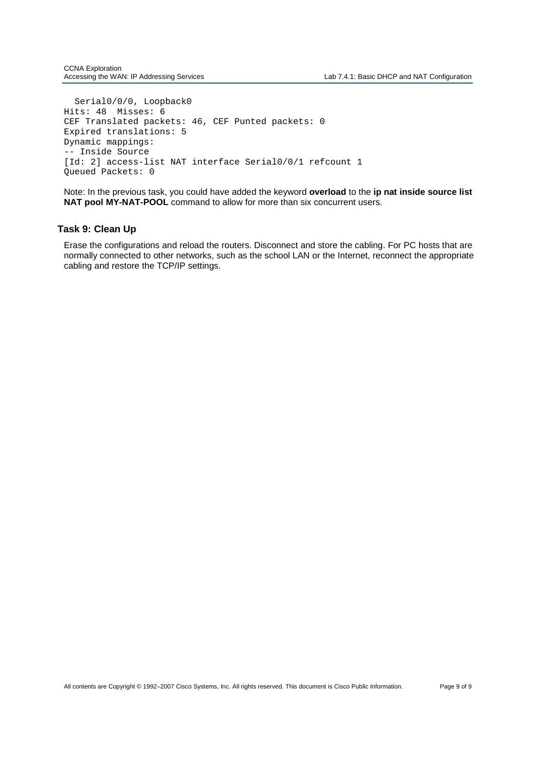```
  Serial0/0/0, Loopback0
Hits: 48  Misses: 6
CEF Translated packets: 46, CEF Punted packets: 0
Expired translations: 5
Dynamic mappings:
-- Inside Source
[Id: 2] access-list NAT interface Serial0/0/1 refcount 1
Queued Packets: 0
```

Note: In the previous task, you could have added the keyword **overload** to the **ip nat inside source list NAT pool MY-NAT-POOL** command to allow for more than six concurrent users.

### Task 9: Clean Up

Erase the configurations and reload the routers. Disconnect and store the cabling. For PC hosts that are normally connected to other networks, such as the school LAN or the Internet, reconnect the appropriate cabling and restore the TCP/IP settings.